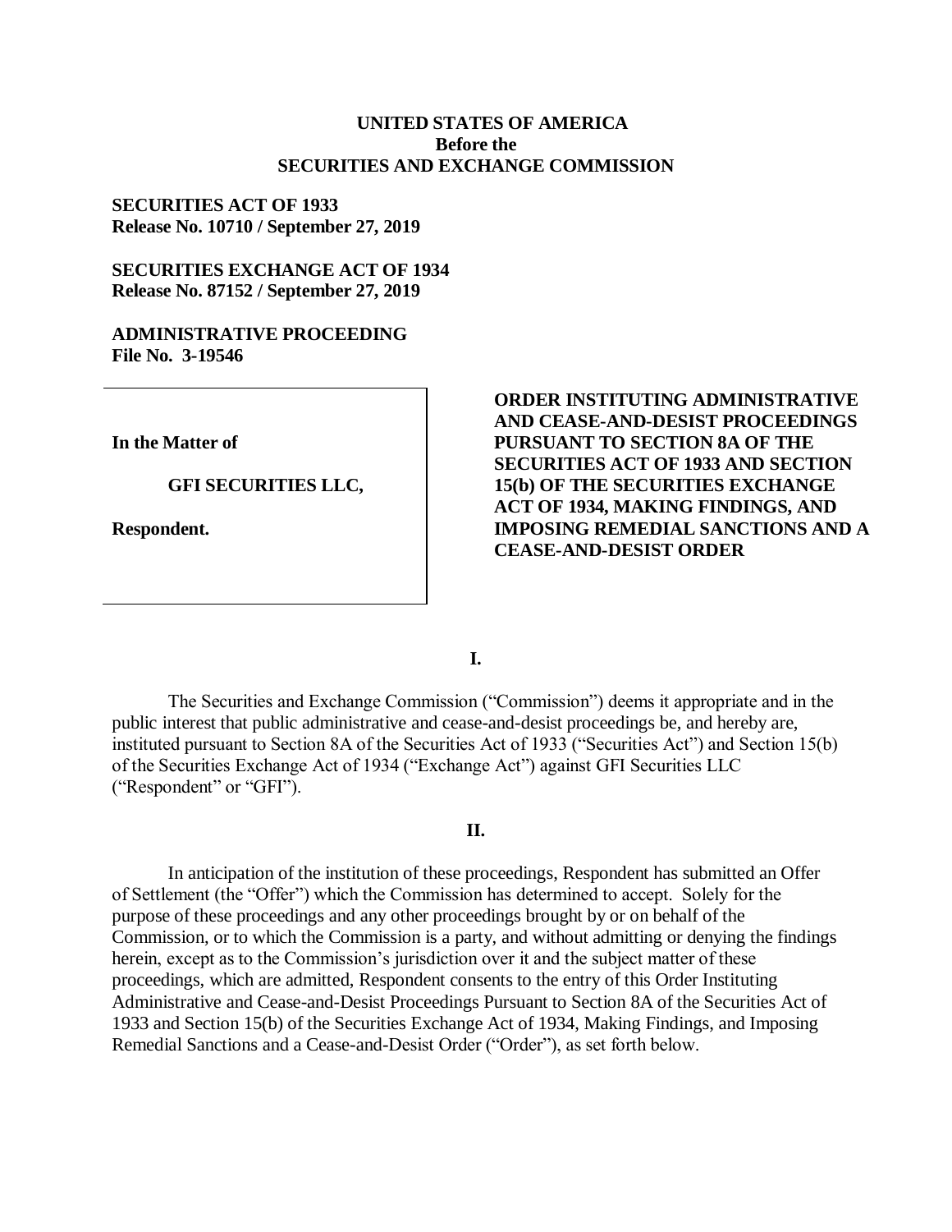**UNITED STATES OF AMERICA**
**Before the**
**SECURITIES AND EXCHANGE COMMISSION**

**SECURITIES ACT OF 1933**
**Release No. 10710 / September 27, 2019**

**SECURITIES EXCHANGE ACT OF 1934**
**Release No. 87152 / September 27, 2019**

**ADMINISTRATIVE PROCEEDING**
**File No. 3-19546**

**In the Matter of**

**GFI SECURITIES LLC,**

**Respondent.**

**ORDER INSTITUTING ADMINISTRATIVE AND CEASE-AND-DESIST PROCEEDINGS PURSUANT TO SECTION 8A OF THE SECURITIES ACT OF 1933 AND SECTION 15(b) OF THE SECURITIES EXCHANGE ACT OF 1934, MAKING FINDINGS, AND IMPOSING REMEDIAL SANCTIONS AND A CEASE-AND-DESIST ORDER**

## I.

The Securities and Exchange Commission ("Commission") deems it appropriate and in the public interest that public administrative and cease-and-desist proceedings be, and hereby are, instituted pursuant to Section 8A of the Securities Act of 1933 ("Securities Act") and Section 15(b) of the Securities Exchange Act of 1934 ("Exchange Act") against GFI Securities LLC ("Respondent" or "GFI").

## II.

In anticipation of the institution of these proceedings, Respondent has submitted an Offer of Settlement (the "Offer") which the Commission has determined to accept. Solely for the purpose of these proceedings and any other proceedings brought by or on behalf of the Commission, or to which the Commission is a party, and without admitting or denying the findings herein, except as to the Commission's jurisdiction over it and the subject matter of these proceedings, which are admitted, Respondent consents to the entry of this Order Instituting Administrative and Cease-and-Desist Proceedings Pursuant to Section 8A of the Securities Act of 1933 and Section 15(b) of the Securities Exchange Act of 1934, Making Findings, and Imposing Remedial Sanctions and a Cease-and-Desist Order ("Order"), as set forth below.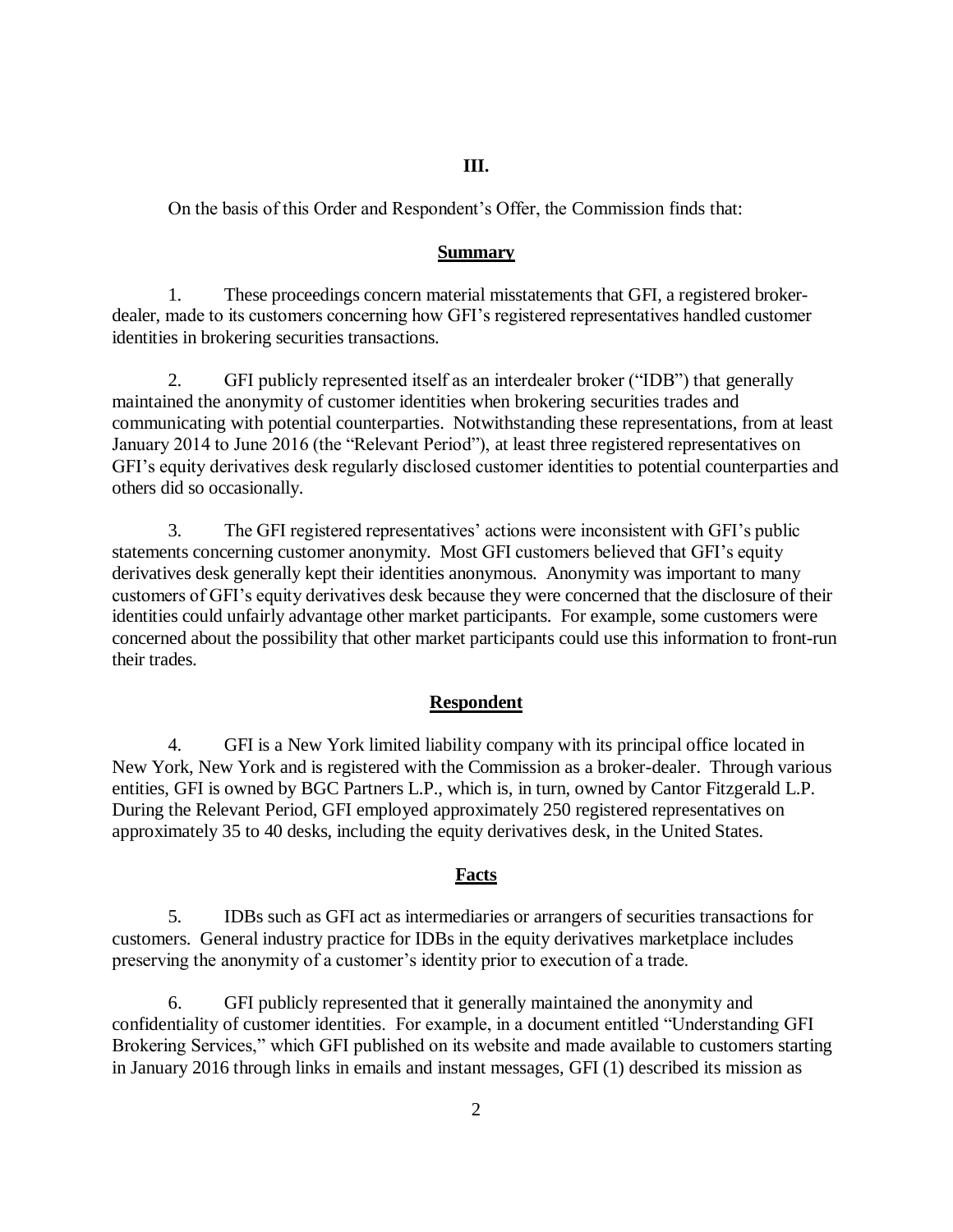## III.

On the basis of this Order and Respondent's Offer, the Commission finds that:

### Summary

1. These proceedings concern material misstatements that GFI, a registered broker-dealer, made to its customers concerning how GFI's registered representatives handled customer identities in brokering securities transactions.

2. GFI publicly represented itself as an interdealer broker ("IDB") that generally maintained the anonymity of customer identities when brokering securities trades and communicating with potential counterparties. Notwithstanding these representations, from at least January 2014 to June 2016 (the "Relevant Period"), at least three registered representatives on GFI's equity derivatives desk regularly disclosed customer identities to potential counterparties and others did so occasionally.

3. The GFI registered representatives' actions were inconsistent with GFI's public statements concerning customer anonymity. Most GFI customers believed that GFI's equity derivatives desk generally kept their identities anonymous. Anonymity was important to many customers of GFI's equity derivatives desk because they were concerned that the disclosure of their identities could unfairly advantage other market participants. For example, some customers were concerned about the possibility that other market participants could use this information to front-run their trades.

### Respondent

4. GFI is a New York limited liability company with its principal office located in New York, New York and is registered with the Commission as a broker-dealer. Through various entities, GFI is owned by BGC Partners L.P., which is, in turn, owned by Cantor Fitzgerald L.P. During the Relevant Period, GFI employed approximately 250 registered representatives on approximately 35 to 40 desks, including the equity derivatives desk, in the United States.

### Facts

5. IDBs such as GFI act as intermediaries or arrangers of securities transactions for customers. General industry practice for IDBs in the equity derivatives marketplace includes preserving the anonymity of a customer's identity prior to execution of a trade.

6. GFI publicly represented that it generally maintained the anonymity and confidentiality of customer identities. For example, in a document entitled "Understanding GFI Brokering Services," which GFI published on its website and made available to customers starting in January 2016 through links in emails and instant messages, GFI (1) described its mission as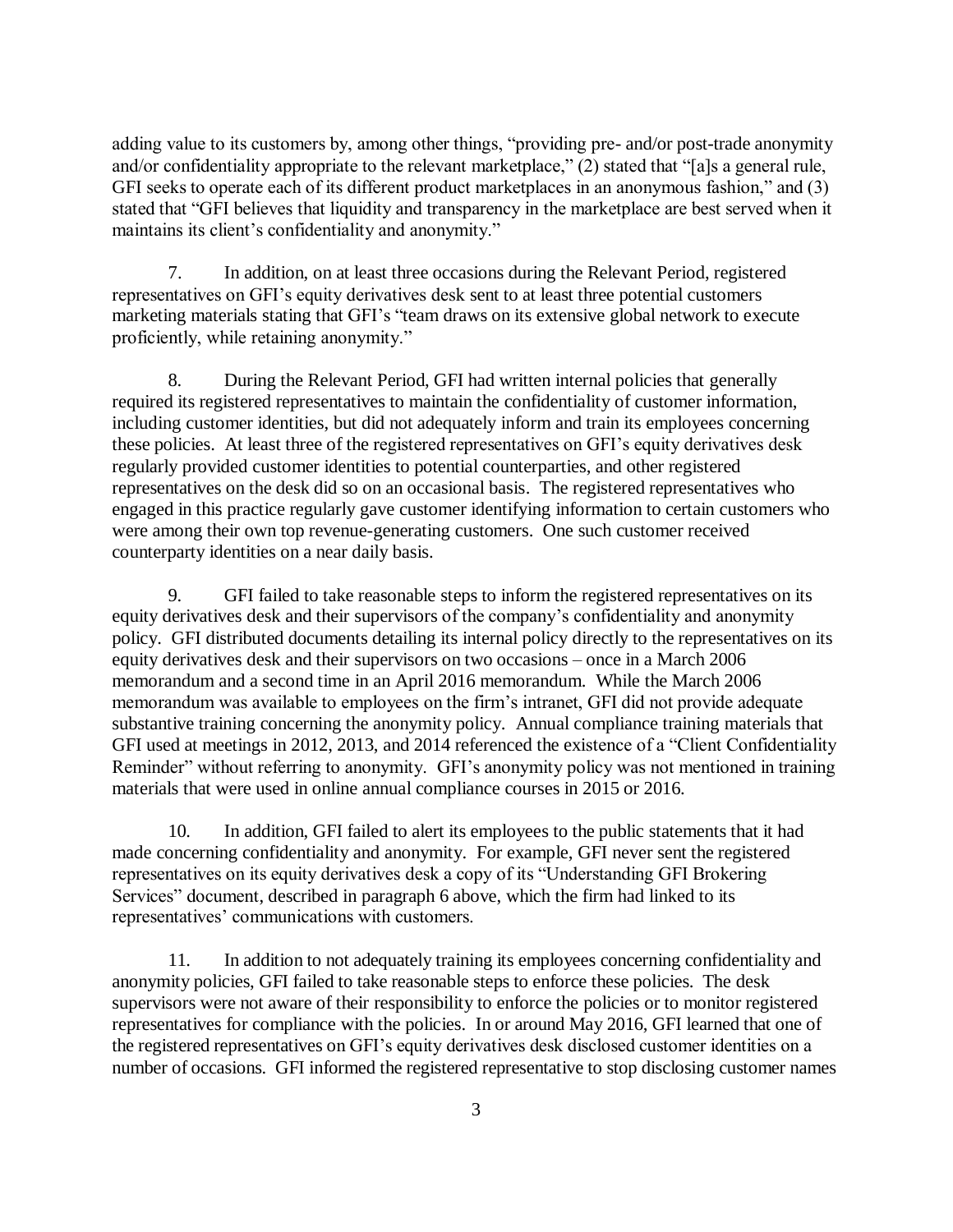adding value to its customers by, among other things, "providing pre- and/or post-trade anonymity and/or confidentiality appropriate to the relevant marketplace," (2) stated that "[a]s a general rule, GFI seeks to operate each of its different product marketplaces in an anonymous fashion," and (3) stated that "GFI believes that liquidity and transparency in the marketplace are best served when it maintains its client's confidentiality and anonymity."

7. In addition, on at least three occasions during the Relevant Period, registered representatives on GFI's equity derivatives desk sent to at least three potential customers marketing materials stating that GFI's "team draws on its extensive global network to execute proficiently, while retaining anonymity."

8. During the Relevant Period, GFI had written internal policies that generally required its registered representatives to maintain the confidentiality of customer information, including customer identities, but did not adequately inform and train its employees concerning these policies. At least three of the registered representatives on GFI's equity derivatives desk regularly provided customer identities to potential counterparties, and other registered representatives on the desk did so on an occasional basis. The registered representatives who engaged in this practice regularly gave customer identifying information to certain customers who were among their own top revenue-generating customers. One such customer received counterparty identities on a near daily basis.

9. GFI failed to take reasonable steps to inform the registered representatives on its equity derivatives desk and their supervisors of the company's confidentiality and anonymity policy. GFI distributed documents detailing its internal policy directly to the representatives on its equity derivatives desk and their supervisors on two occasions – once in a March 2006 memorandum and a second time in an April 2016 memorandum. While the March 2006 memorandum was available to employees on the firm's intranet, GFI did not provide adequate substantive training concerning the anonymity policy. Annual compliance training materials that GFI used at meetings in 2012, 2013, and 2014 referenced the existence of a "Client Confidentiality Reminder" without referring to anonymity. GFI's anonymity policy was not mentioned in training materials that were used in online annual compliance courses in 2015 or 2016.

10. In addition, GFI failed to alert its employees to the public statements that it had made concerning confidentiality and anonymity. For example, GFI never sent the registered representatives on its equity derivatives desk a copy of its "Understanding GFI Brokering Services" document, described in paragraph 6 above, which the firm had linked to its representatives' communications with customers.

11. In addition to not adequately training its employees concerning confidentiality and anonymity policies, GFI failed to take reasonable steps to enforce these policies. The desk supervisors were not aware of their responsibility to enforce the policies or to monitor registered representatives for compliance with the policies. In or around May 2016, GFI learned that one of the registered representatives on GFI's equity derivatives desk disclosed customer identities on a number of occasions. GFI informed the registered representative to stop disclosing customer names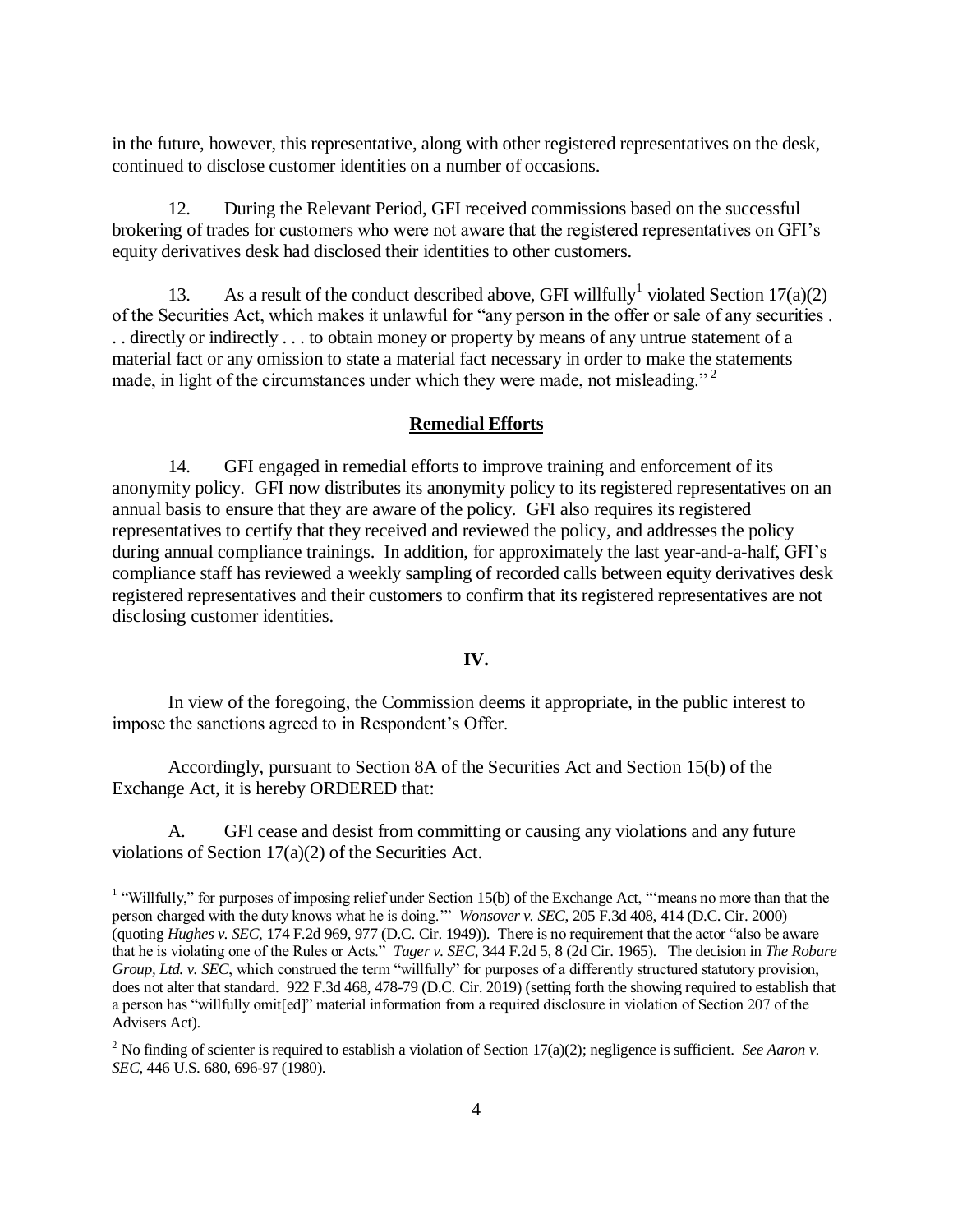in the future, however, this representative, along with other registered representatives on the desk, continued to disclose customer identities on a number of occasions.

12. During the Relevant Period, GFI received commissions based on the successful brokering of trades for customers who were not aware that the registered representatives on GFI's equity derivatives desk had disclosed their identities to other customers.

13. As a result of the conduct described above, GFI willfully[1] violated Section 17(a)(2) of the Securities Act, which makes it unlawful for "any person in the offer or sale of any securities . . . directly or indirectly . . . to obtain money or property by means of any untrue statement of a material fact or any omission to state a material fact necessary in order to make the statements made, in light of the circumstances under which they were made, not misleading."[2]

**Remedial Efforts**

14. GFI engaged in remedial efforts to improve training and enforcement of its anonymity policy. GFI now distributes its anonymity policy to its registered representatives on an annual basis to ensure that they are aware of the policy. GFI also requires its registered representatives to certify that they received and reviewed the policy, and addresses the policy during annual compliance trainings. In addition, for approximately the last year-and-a-half, GFI's compliance staff has reviewed a weekly sampling of recorded calls between equity derivatives desk registered representatives and their customers to confirm that its registered representatives are not disclosing customer identities.

**IV.**

In view of the foregoing, the Commission deems it appropriate, in the public interest to impose the sanctions agreed to in Respondent's Offer.

Accordingly, pursuant to Section 8A of the Securities Act and Section 15(b) of the Exchange Act, it is hereby ORDERED that:

A. GFI cease and desist from committing or causing any violations and any future violations of Section 17(a)(2) of the Securities Act.

---

[1] "Willfully," for purposes of imposing relief under Section 15(b) of the Exchange Act, "'means no more than that the person charged with the duty knows what he is doing.'" *Wonsover v. SEC*, 205 F.3d 408, 414 (D.C. Cir. 2000) (quoting *Hughes v. SEC*, 174 F.2d 969, 977 (D.C. Cir. 1949)). There is no requirement that the actor "also be aware that he is violating one of the Rules or Acts." *Tager v. SEC*, 344 F.2d 5, 8 (2d Cir. 1965). The decision in *The Robare Group, Ltd. v. SEC*, which construed the term "willfully" for purposes of a differently structured statutory provision, does not alter that standard. 922 F.3d 468, 478-79 (D.C. Cir. 2019) (setting forth the showing required to establish that a person has "willfully omit[ed]" material information from a required disclosure in violation of Section 207 of the Advisers Act).

[2] No finding of scienter is required to establish a violation of Section 17(a)(2); negligence is sufficient. *See Aaron v. SEC*, 446 U.S. 680, 696-97 (1980).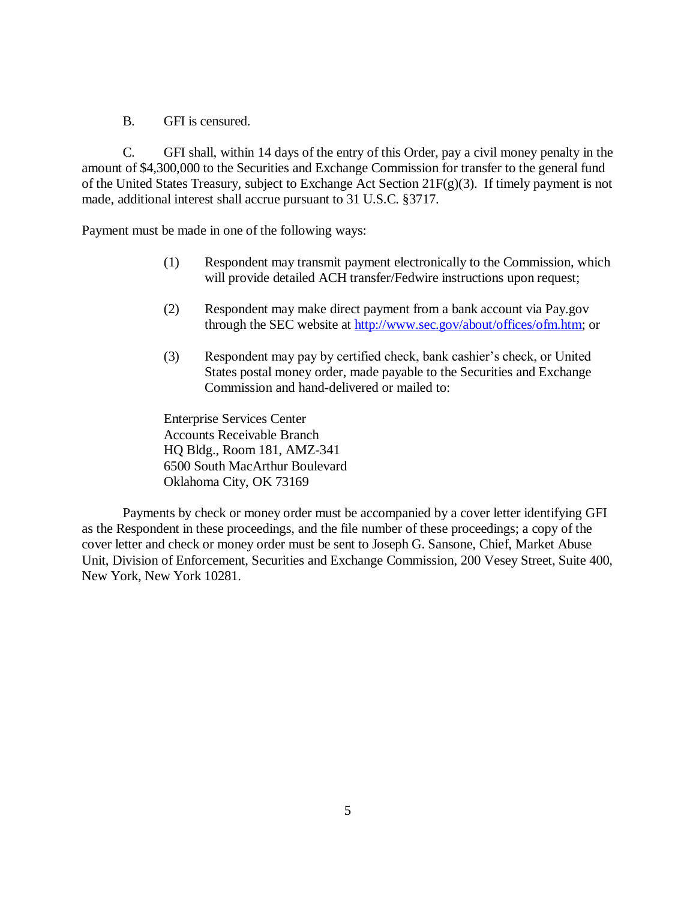B. GFI is censured.

C. GFI shall, within 14 days of the entry of this Order, pay a civil money penalty in the amount of $4,300,000 to the Securities and Exchange Commission for transfer to the general fund of the United States Treasury, subject to Exchange Act Section 21F(g)(3). If timely payment is not made, additional interest shall accrue pursuant to 31 U.S.C. §3717.

Payment must be made in one of the following ways:

(1) Respondent may transmit payment electronically to the Commission, which will provide detailed ACH transfer/Fedwire instructions upon request;

(2) Respondent may make direct payment from a bank account via Pay.gov through the SEC website at http://www.sec.gov/about/offices/ofm.htm; or

(3) Respondent may pay by certified check, bank cashier's check, or United States postal money order, made payable to the Securities and Exchange Commission and hand-delivered or mailed to:

Enterprise Services Center
Accounts Receivable Branch
HQ Bldg., Room 181, AMZ-341
6500 South MacArthur Boulevard
Oklahoma City, OK 73169

Payments by check or money order must be accompanied by a cover letter identifying GFI as the Respondent in these proceedings, and the file number of these proceedings; a copy of the cover letter and check or money order must be sent to Joseph G. Sansone, Chief, Market Abuse Unit, Division of Enforcement, Securities and Exchange Commission, 200 Vesey Street, Suite 400, New York, New York 10281.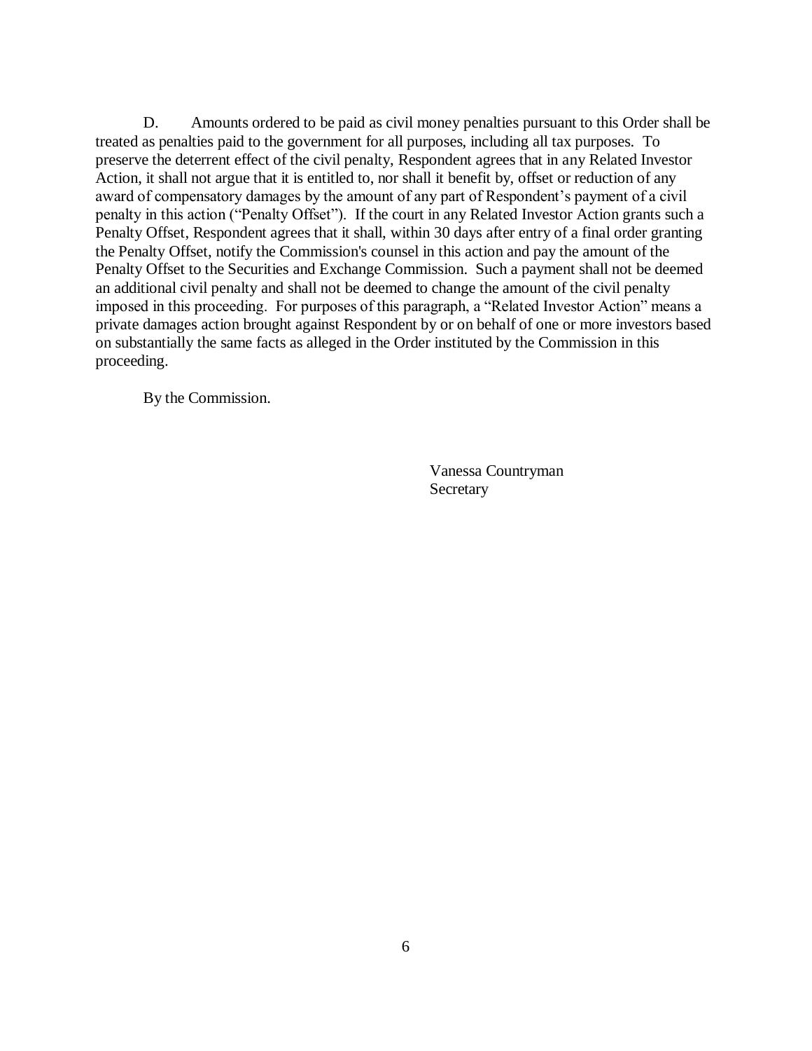D. Amounts ordered to be paid as civil money penalties pursuant to this Order shall be treated as penalties paid to the government for all purposes, including all tax purposes. To preserve the deterrent effect of the civil penalty, Respondent agrees that in any Related Investor Action, it shall not argue that it is entitled to, nor shall it benefit by, offset or reduction of any award of compensatory damages by the amount of any part of Respondent's payment of a civil penalty in this action ("Penalty Offset"). If the court in any Related Investor Action grants such a Penalty Offset, Respondent agrees that it shall, within 30 days after entry of a final order granting the Penalty Offset, notify the Commission's counsel in this action and pay the amount of the Penalty Offset to the Securities and Exchange Commission. Such a payment shall not be deemed an additional civil penalty and shall not be deemed to change the amount of the civil penalty imposed in this proceeding. For purposes of this paragraph, a "Related Investor Action" means a private damages action brought against Respondent by or on behalf of one or more investors based on substantially the same facts as alleged in the Order instituted by the Commission in this proceeding.

By the Commission.

Vanessa Countryman
Secretary